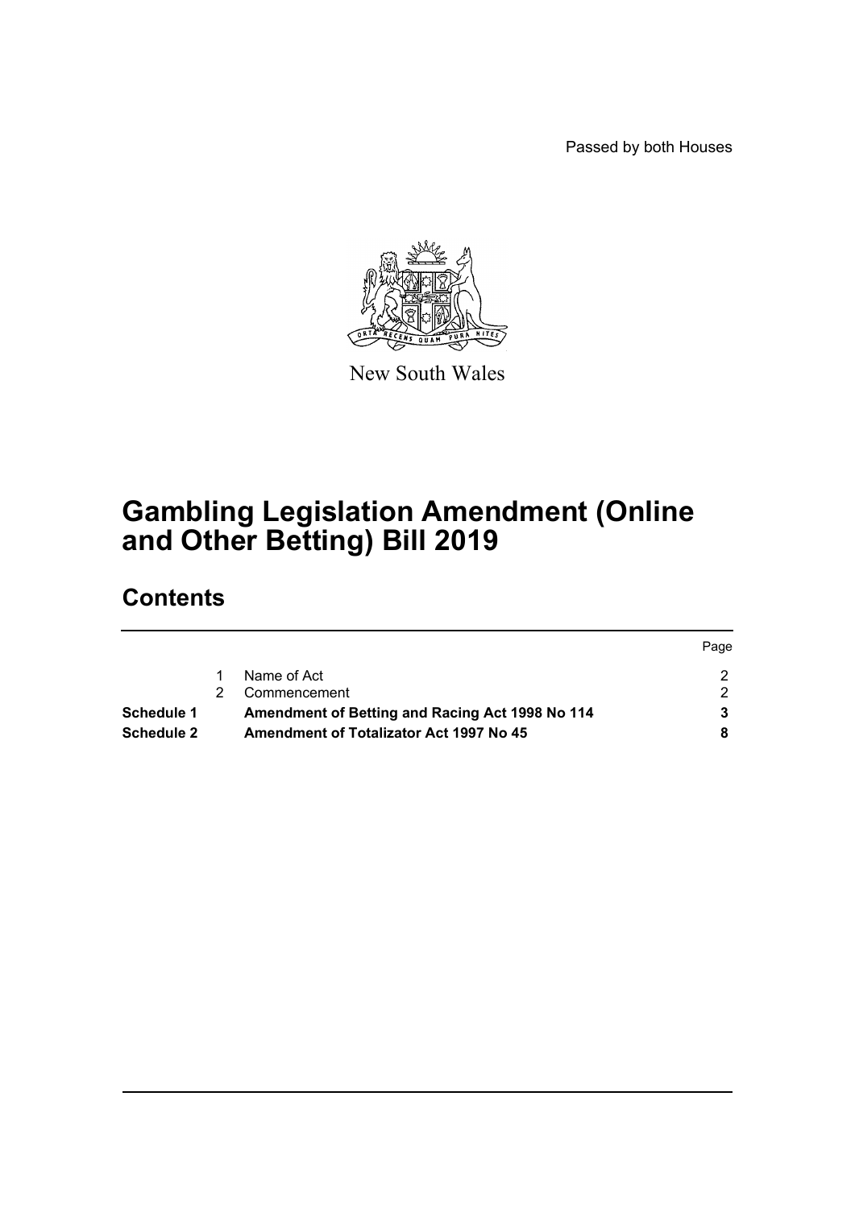Passed by both Houses

New South Wales

# Gambling Legislation Amendment (Online and Other Betting) Bill 2019

## Contents

| | | | Page |
|---|---|---|---|
| | 1 | Name of Act | 2 |
| | 2 | Commencement | 2 |
| **Schedule 1** | | **Amendment of Betting and Racing Act 1998 No 114** | **3** |
| **Schedule 2** | | **Amendment of Totalizator Act 1997 No 45** | **8** |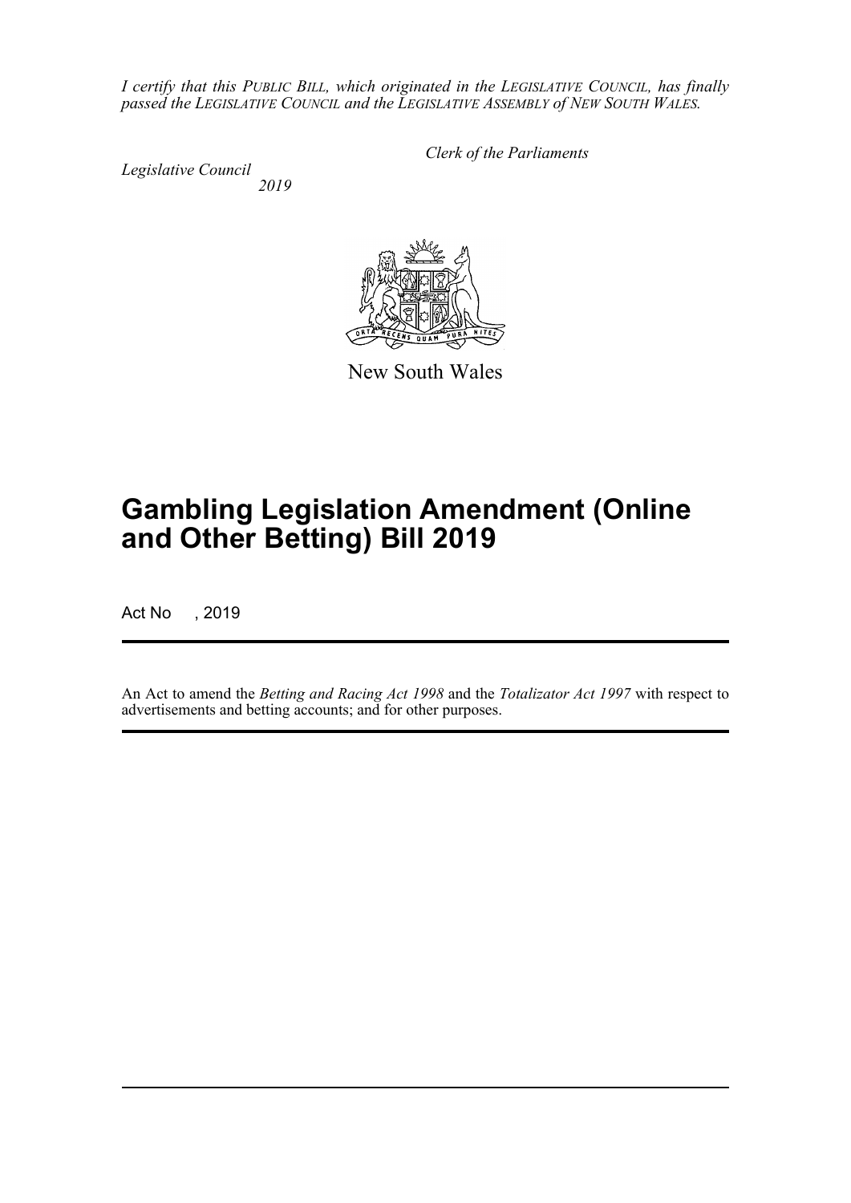*I certify that this PUBLIC BILL, which originated in the LEGISLATIVE COUNCIL, has finally passed the LEGISLATIVE COUNCIL and the LEGISLATIVE ASSEMBLY of NEW SOUTH WALES.*

*Clerk of the Parliaments*

*Legislative Council*
*2019*

New South Wales

# Gambling Legislation Amendment (Online and Other Betting) Bill 2019

Act No , 2019

An Act to amend the *Betting and Racing Act 1998* and the *Totalizator Act 1997* with respect to advertisements and betting accounts; and for other purposes.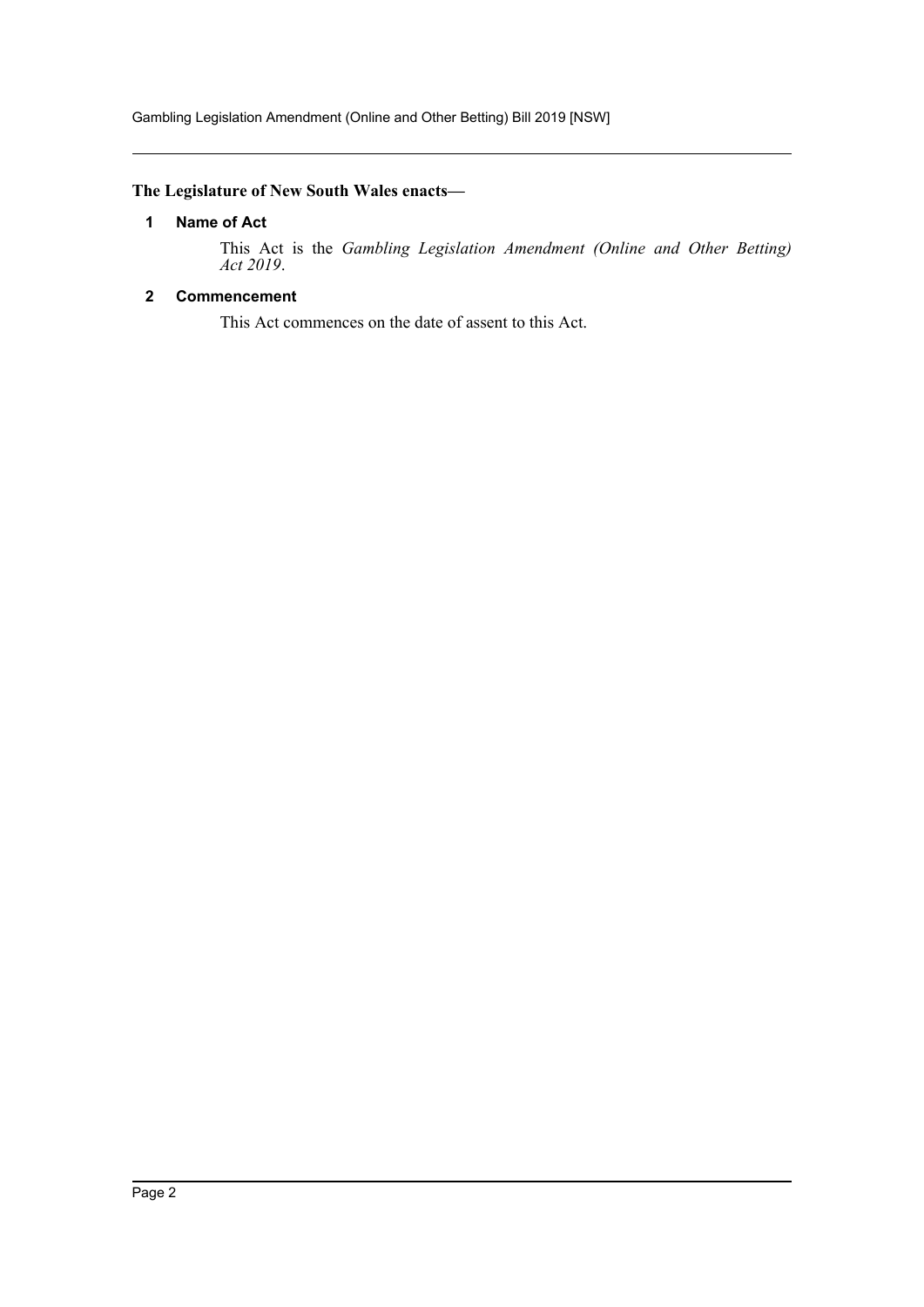**The Legislature of New South Wales enacts—**

### 1 Name of Act

This Act is the *Gambling Legislation Amendment (Online and Other Betting) Act 2019*.

### 2 Commencement

This Act commences on the date of assent to this Act.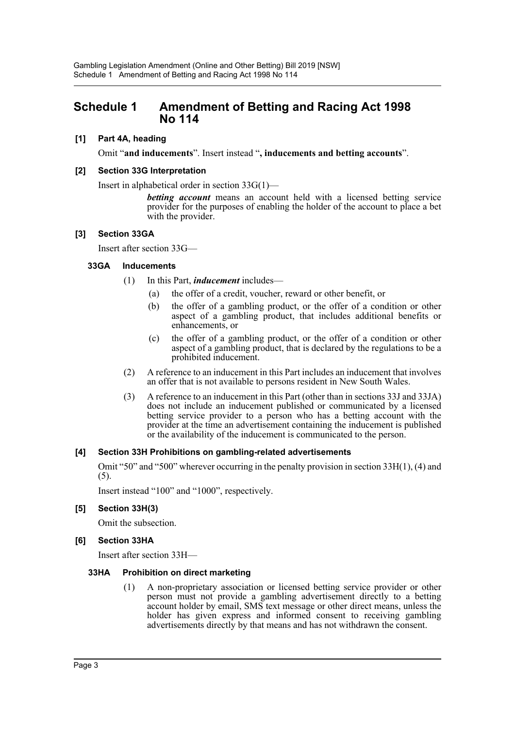# Schedule 1 Amendment of Betting and Racing Act 1998 No 114

**[1] Part 4A, heading**

Omit "**and inducements**". Insert instead "**, inducements and betting accounts**".

**[2] Section 33G Interpretation**

Insert in alphabetical order in section 33G(1)—

> ***betting account*** means an account held with a licensed betting service provider for the purposes of enabling the holder of the account to place a bet with the provider.

**[3] Section 33GA**

Insert after section 33G—

**33GA Inducements**

(1) In this Part, ***inducement*** includes—

- (a) the offer of a credit, voucher, reward or other benefit, or
- (b) the offer of a gambling product, or the offer of a condition or other aspect of a gambling product, that includes additional benefits or enhancements, or
- (c) the offer of a gambling product, or the offer of a condition or other aspect of a gambling product, that is declared by the regulations to be a prohibited inducement.

(2) A reference to an inducement in this Part includes an inducement that involves an offer that is not available to persons resident in New South Wales.

(3) A reference to an inducement in this Part (other than in sections 33J and 33JA) does not include an inducement published or communicated by a licensed betting service provider to a person who has a betting account with the provider at the time an advertisement containing the inducement is published or the availability of the inducement is communicated to the person.

**[4] Section 33H Prohibitions on gambling-related advertisements**

Omit "50" and "500" wherever occurring in the penalty provision in section 33H(1), (4) and (5).

Insert instead "100" and "1000", respectively.

**[5] Section 33H(3)**

Omit the subsection.

**[6] Section 33HA**

Insert after section 33H—

**33HA Prohibition on direct marketing**

(1) A non-proprietary association or licensed betting service provider or other person must not provide a gambling advertisement directly to a betting account holder by email, SMS text message or other direct means, unless the holder has given express and informed consent to receiving gambling advertisements directly by that means and has not withdrawn the consent.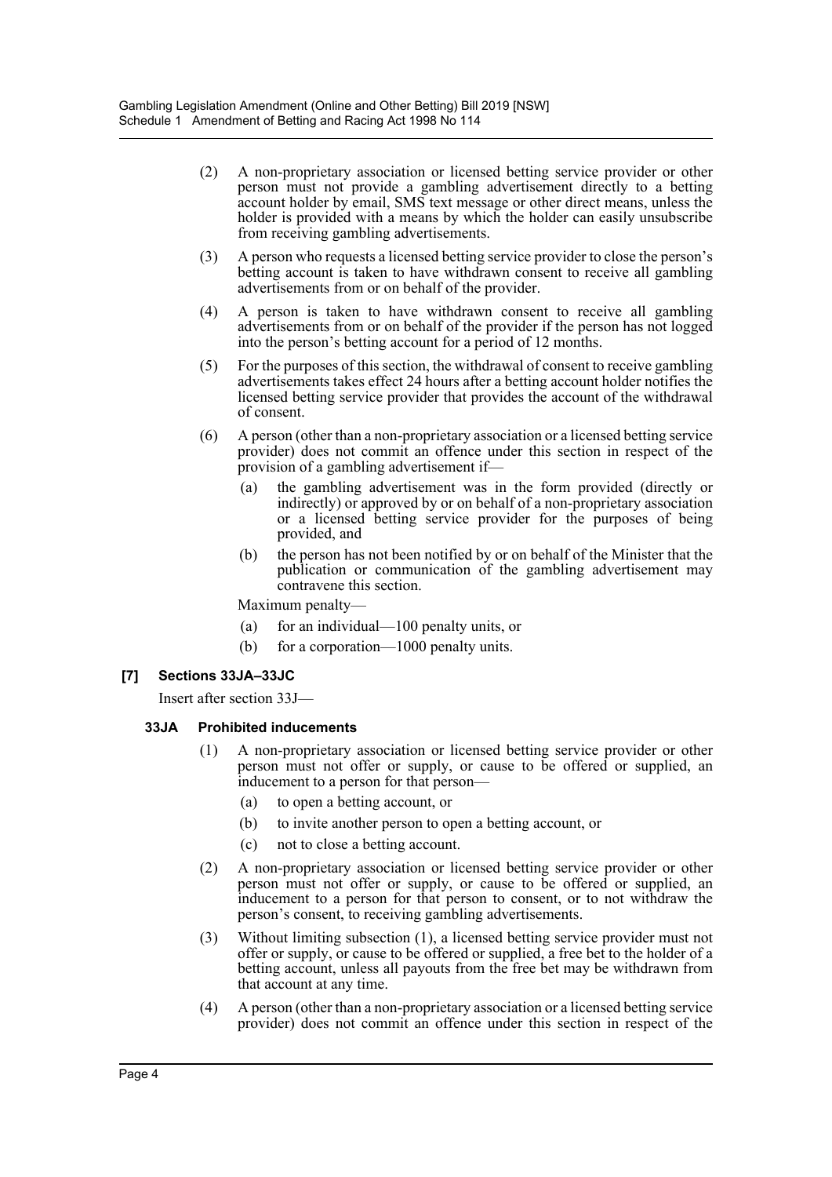(2) A non-proprietary association or licensed betting service provider or other person must not provide a gambling advertisement directly to a betting account holder by email, SMS text message or other direct means, unless the holder is provided with a means by which the holder can easily unsubscribe from receiving gambling advertisements.

(3) A person who requests a licensed betting service provider to close the person's betting account is taken to have withdrawn consent to receive all gambling advertisements from or on behalf of the provider.

(4) A person is taken to have withdrawn consent to receive all gambling advertisements from or on behalf of the provider if the person has not logged into the person's betting account for a period of 12 months.

(5) For the purposes of this section, the withdrawal of consent to receive gambling advertisements takes effect 24 hours after a betting account holder notifies the licensed betting service provider that provides the account of the withdrawal of consent.

(6) A person (other than a non-proprietary association or a licensed betting service provider) does not commit an offence under this section in respect of the provision of a gambling advertisement if—

- (a) the gambling advertisement was in the form provided (directly or indirectly) or approved by or on behalf of a non-proprietary association or a licensed betting service provider for the purposes of being provided, and
- (b) the person has not been notified by or on behalf of the Minister that the publication or communication of the gambling advertisement may contravene this section.

Maximum penalty—

- (a) for an individual—100 penalty units, or
- (b) for a corporation—1000 penalty units.

### [7] Sections 33JA–33JC

Insert after section 33J—

#### 33JA Prohibited inducements

(1) A non-proprietary association or licensed betting service provider or other person must not offer or supply, or cause to be offered or supplied, an inducement to a person for that person—

- (a) to open a betting account, or
- (b) to invite another person to open a betting account, or
- (c) not to close a betting account.

(2) A non-proprietary association or licensed betting service provider or other person must not offer or supply, or cause to be offered or supplied, an inducement to a person for that person to consent, or to not withdraw the person's consent, to receiving gambling advertisements.

(3) Without limiting subsection (1), a licensed betting service provider must not offer or supply, or cause to be offered or supplied, a free bet to the holder of a betting account, unless all payouts from the free bet may be withdrawn from that account at any time.

(4) A person (other than a non-proprietary association or a licensed betting service provider) does not commit an offence under this section in respect of the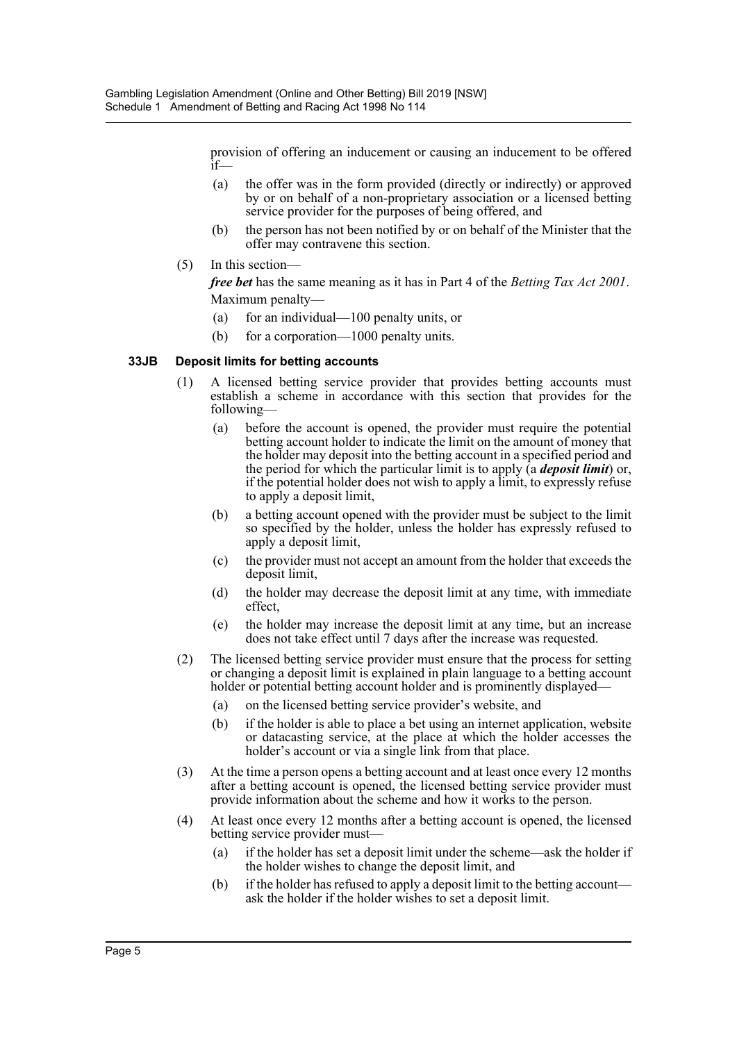provision of offering an inducement or causing an inducement to be offered if—

(a) the offer was in the form provided (directly or indirectly) or approved by or on behalf of a non-proprietary association or a licensed betting service provider for the purposes of being offered, and

(b) the person has not been notified by or on behalf of the Minister that the offer may contravene this section.

(5) In this section—

***free bet*** has the same meaning as it has in Part 4 of the *Betting Tax Act 2001*.

Maximum penalty—

(a) for an individual—100 penalty units, or

(b) for a corporation—1000 penalty units.

**33JB Deposit limits for betting accounts**

(1) A licensed betting service provider that provides betting accounts must establish a scheme in accordance with this section that provides for the following—

(a) before the account is opened, the provider must require the potential betting account holder to indicate the limit on the amount of money that the holder may deposit into the betting account in a specified period and the period for which the particular limit is to apply (a ***deposit limit***) or, if the potential holder does not wish to apply a limit, to expressly refuse to apply a deposit limit,

(b) a betting account opened with the provider must be subject to the limit so specified by the holder, unless the holder has expressly refused to apply a deposit limit,

(c) the provider must not accept an amount from the holder that exceeds the deposit limit,

(d) the holder may decrease the deposit limit at any time, with immediate effect,

(e) the holder may increase the deposit limit at any time, but an increase does not take effect until 7 days after the increase was requested.

(2) The licensed betting service provider must ensure that the process for setting or changing a deposit limit is explained in plain language to a betting account holder or potential betting account holder and is prominently displayed—

(a) on the licensed betting service provider's website, and

(b) if the holder is able to place a bet using an internet application, website or datacasting service, at the place at which the holder accesses the holder's account or via a single link from that place.

(3) At the time a person opens a betting account and at least once every 12 months after a betting account is opened, the licensed betting service provider must provide information about the scheme and how it works to the person.

(4) At least once every 12 months after a betting account is opened, the licensed betting service provider must—

(a) if the holder has set a deposit limit under the scheme—ask the holder if the holder wishes to change the deposit limit, and

(b) if the holder has refused to apply a deposit limit to the betting account—ask the holder if the holder wishes to set a deposit limit.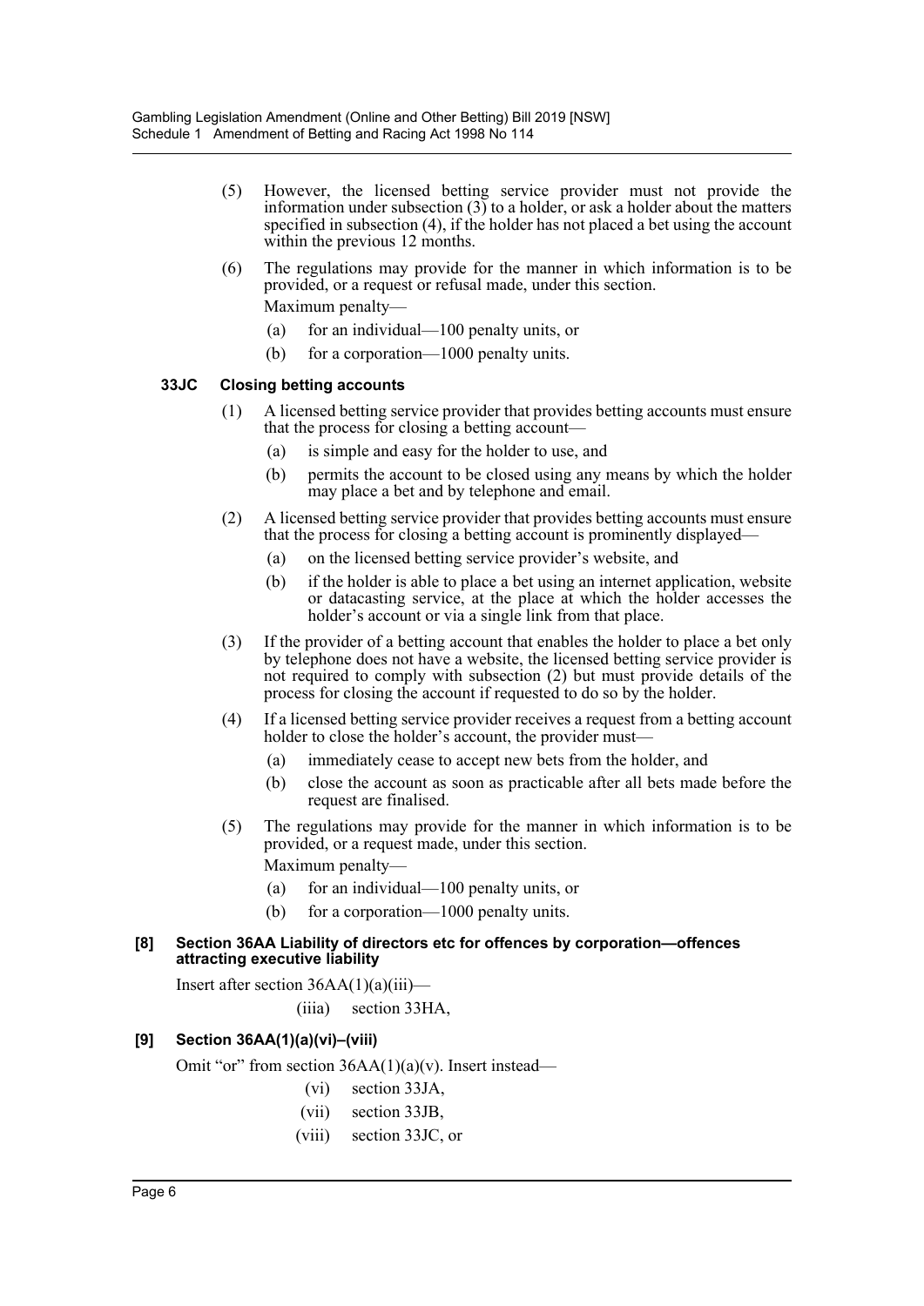(5) However, the licensed betting service provider must not provide the information under subsection (3) to a holder, or ask a holder about the matters specified in subsection (4), if the holder has not placed a bet using the account within the previous 12 months.

(6) The regulations may provide for the manner in which information is to be provided, or a request or refusal made, under this section.

Maximum penalty—

(a) for an individual—100 penalty units, or

(b) for a corporation—1000 penalty units.

### 33JC Closing betting accounts

(1) A licensed betting service provider that provides betting accounts must ensure that the process for closing a betting account—

(a) is simple and easy for the holder to use, and

(b) permits the account to be closed using any means by which the holder may place a bet and by telephone and email.

(2) A licensed betting service provider that provides betting accounts must ensure that the process for closing a betting account is prominently displayed—

(a) on the licensed betting service provider's website, and

(b) if the holder is able to place a bet using an internet application, website or datacasting service, at the place at which the holder accesses the holder's account or via a single link from that place.

(3) If the provider of a betting account that enables the holder to place a bet only by telephone does not have a website, the licensed betting service provider is not required to comply with subsection (2) but must provide details of the process for closing the account if requested to do so by the holder.

(4) If a licensed betting service provider receives a request from a betting account holder to close the holder's account, the provider must—

(a) immediately cease to accept new bets from the holder, and

(b) close the account as soon as practicable after all bets made before the request are finalised.

(5) The regulations may provide for the manner in which information is to be provided, or a request made, under this section.

Maximum penalty—

(a) for an individual—100 penalty units, or

(b) for a corporation—1000 penalty units.

#### [8] Section 36AA Liability of directors etc for offences by corporation—offences attracting executive liability

Insert after section 36AA(1)(a)(iii)—

(iiia) section 33HA,

#### [9] Section 36AA(1)(a)(vi)–(viii)

Omit "or" from section 36AA(1)(a)(v). Insert instead—

(vi) section 33JA,

(vii) section 33JB,

(viii) section 33JC, or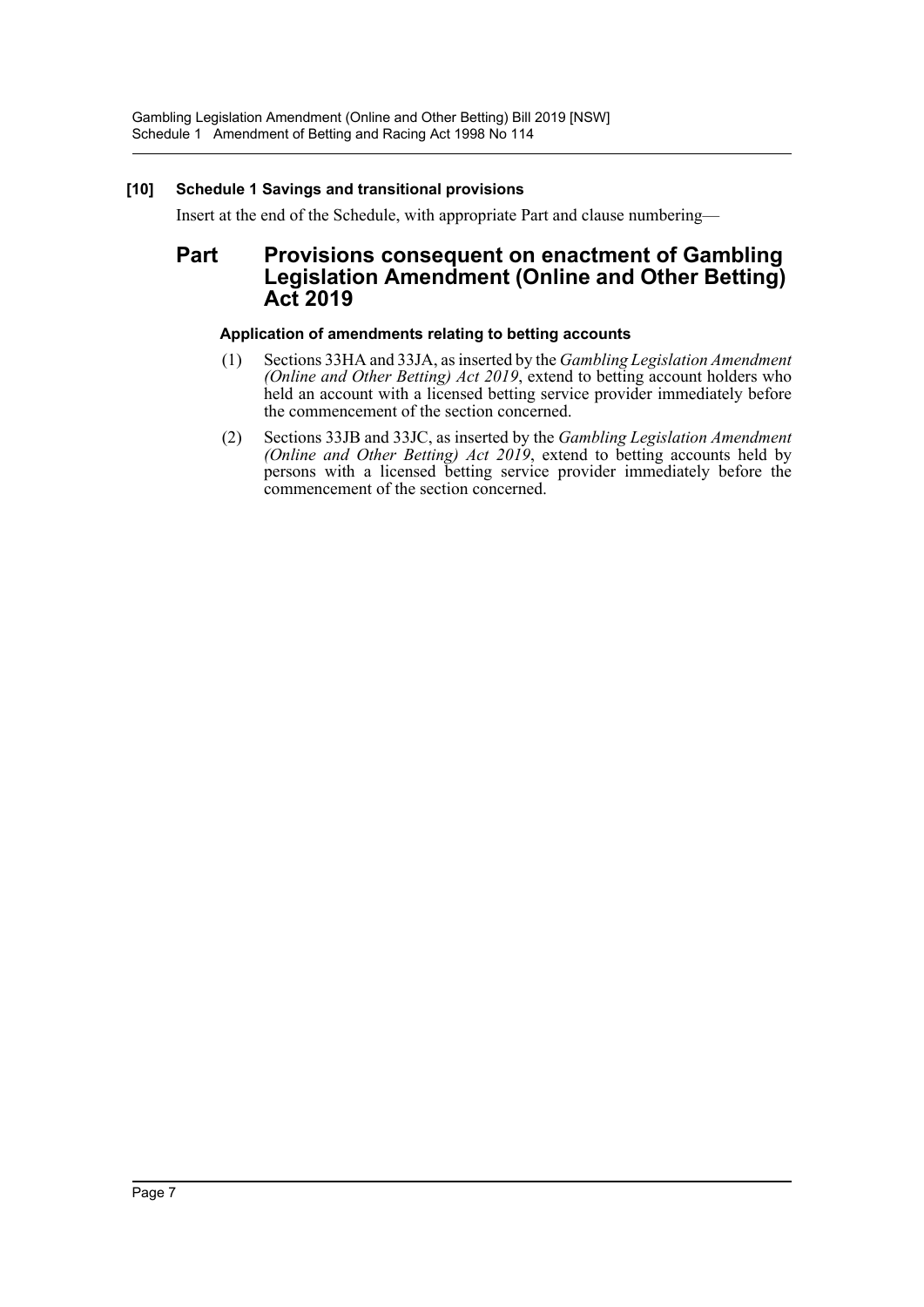**[10] Schedule 1 Savings and transitional provisions**

Insert at the end of the Schedule, with appropriate Part and clause numbering—

## Part Provisions consequent on enactment of Gambling Legislation Amendment (Online and Other Betting) Act 2019

**Application of amendments relating to betting accounts**

(1) Sections 33HA and 33JA, as inserted by the *Gambling Legislation Amendment (Online and Other Betting) Act 2019*, extend to betting account holders who held an account with a licensed betting service provider immediately before the commencement of the section concerned.

(2) Sections 33JB and 33JC, as inserted by the *Gambling Legislation Amendment (Online and Other Betting) Act 2019*, extend to betting accounts held by persons with a licensed betting service provider immediately before the commencement of the section concerned.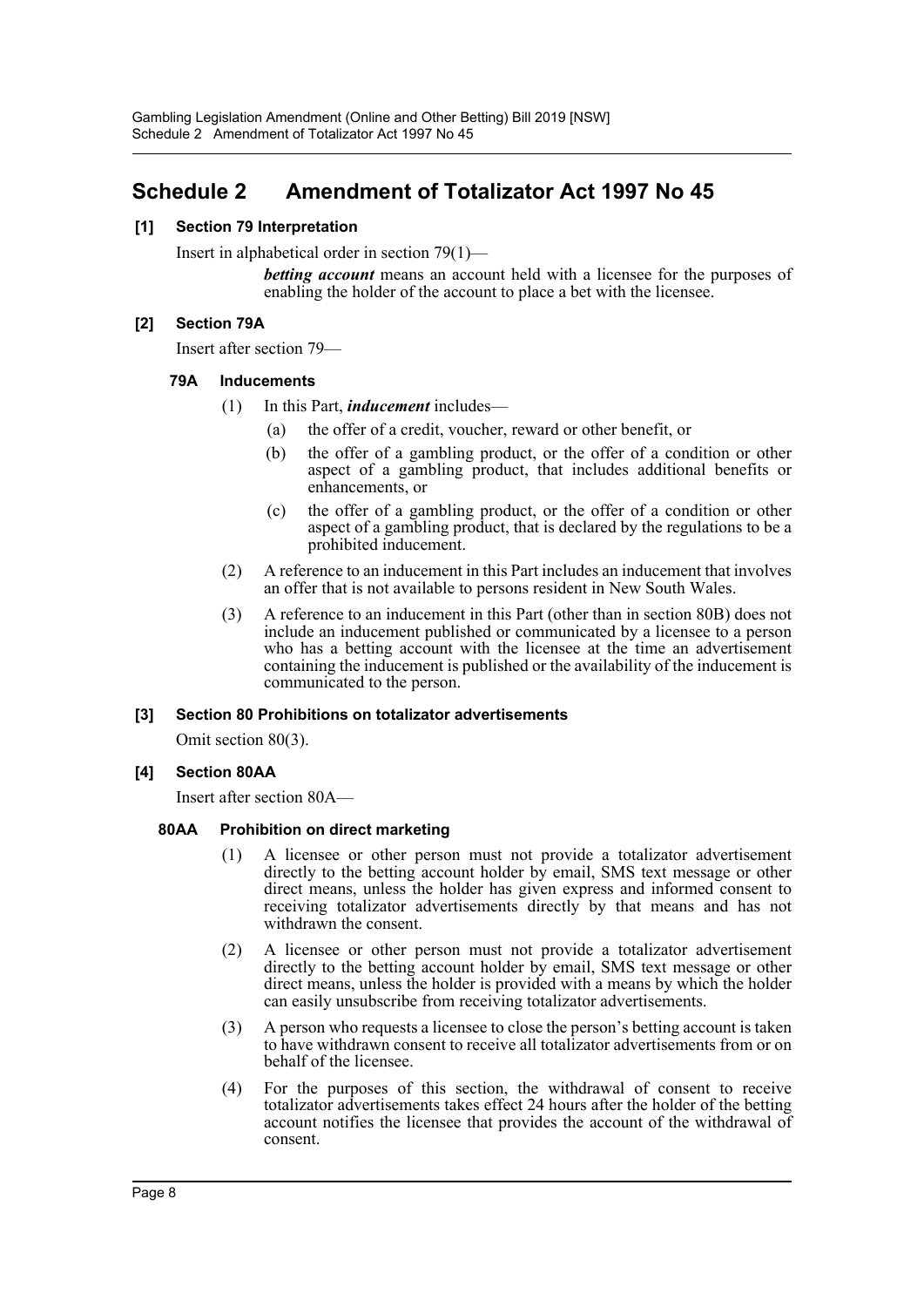## Schedule 2 Amendment of Totalizator Act 1997 No 45

### [1] Section 79 Interpretation

Insert in alphabetical order in section 79(1)—

> ***betting account*** means an account held with a licensee for the purposes of enabling the holder of the account to place a bet with the licensee.

### [2] Section 79A

Insert after section 79—

#### 79A Inducements

(1) In this Part, ***inducement*** includes—

(a) the offer of a credit, voucher, reward or other benefit, or

(b) the offer of a gambling product, or the offer of a condition or other aspect of a gambling product, that includes additional benefits or enhancements, or

(c) the offer of a gambling product, or the offer of a condition or other aspect of a gambling product, that is declared by the regulations to be a prohibited inducement.

(2) A reference to an inducement in this Part includes an inducement that involves an offer that is not available to persons resident in New South Wales.

(3) A reference to an inducement in this Part (other than in section 80B) does not include an inducement published or communicated by a licensee to a person who has a betting account with the licensee at the time an advertisement containing the inducement is published or the availability of the inducement is communicated to the person.

### [3] Section 80 Prohibitions on totalizator advertisements

Omit section 80(3).

### [4] Section 80AA

Insert after section 80A—

#### 80AA Prohibition on direct marketing

(1) A licensee or other person must not provide a totalizator advertisement directly to the betting account holder by email, SMS text message or other direct means, unless the holder has given express and informed consent to receiving totalizator advertisements directly by that means and has not withdrawn the consent.

(2) A licensee or other person must not provide a totalizator advertisement directly to the betting account holder by email, SMS text message or other direct means, unless the holder is provided with a means by which the holder can easily unsubscribe from receiving totalizator advertisements.

(3) A person who requests a licensee to close the person's betting account is taken to have withdrawn consent to receive all totalizator advertisements from or on behalf of the licensee.

(4) For the purposes of this section, the withdrawal of consent to receive totalizator advertisements takes effect 24 hours after the holder of the betting account notifies the licensee that provides the account of the withdrawal of consent.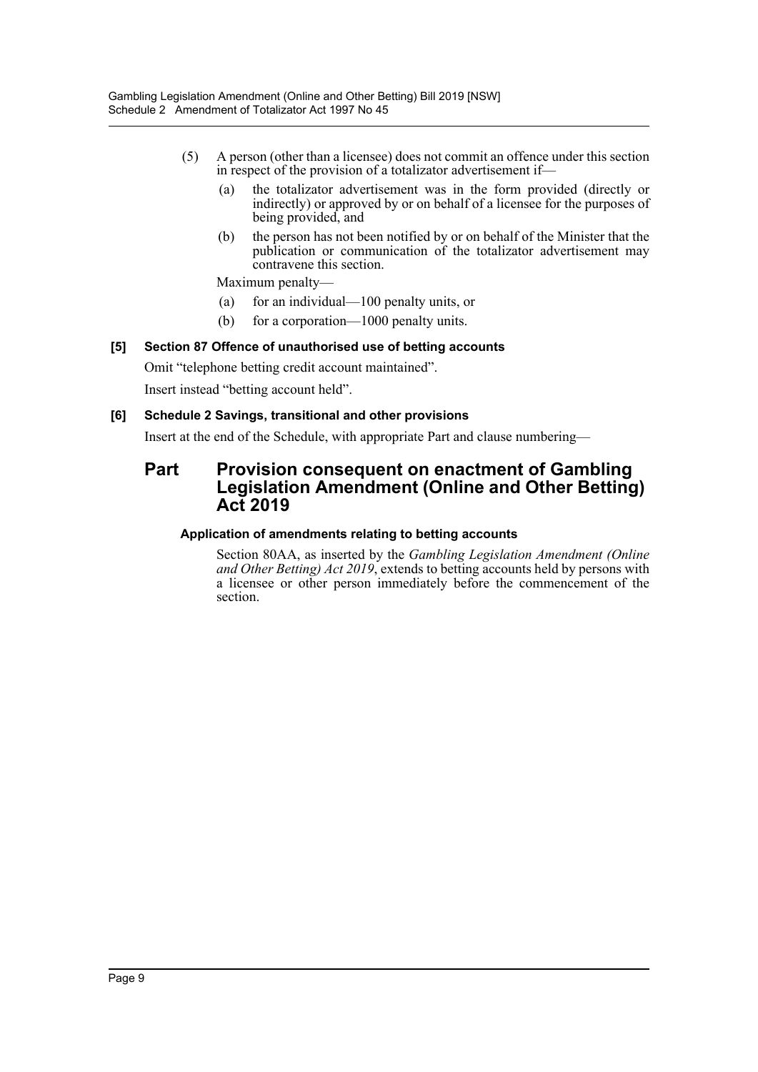(5) A person (other than a licensee) does not commit an offence under this section in respect of the provision of a totalizator advertisement if—

(a) the totalizator advertisement was in the form provided (directly or indirectly) or approved by or on behalf of a licensee for the purposes of being provided, and

(b) the person has not been notified by or on behalf of the Minister that the publication or communication of the totalizator advertisement may contravene this section.

Maximum penalty—

(a) for an individual—100 penalty units, or

(b) for a corporation—1000 penalty units.

**[5] Section 87 Offence of unauthorised use of betting accounts**

Omit "telephone betting credit account maintained".

Insert instead "betting account held".

**[6] Schedule 2 Savings, transitional and other provisions**

Insert at the end of the Schedule, with appropriate Part and clause numbering—

## Part Provision consequent on enactment of Gambling Legislation Amendment (Online and Other Betting) Act 2019

#### Application of amendments relating to betting accounts

Section 80AA, as inserted by the *Gambling Legislation Amendment (Online and Other Betting) Act 2019*, extends to betting accounts held by persons with a licensee or other person immediately before the commencement of the section.